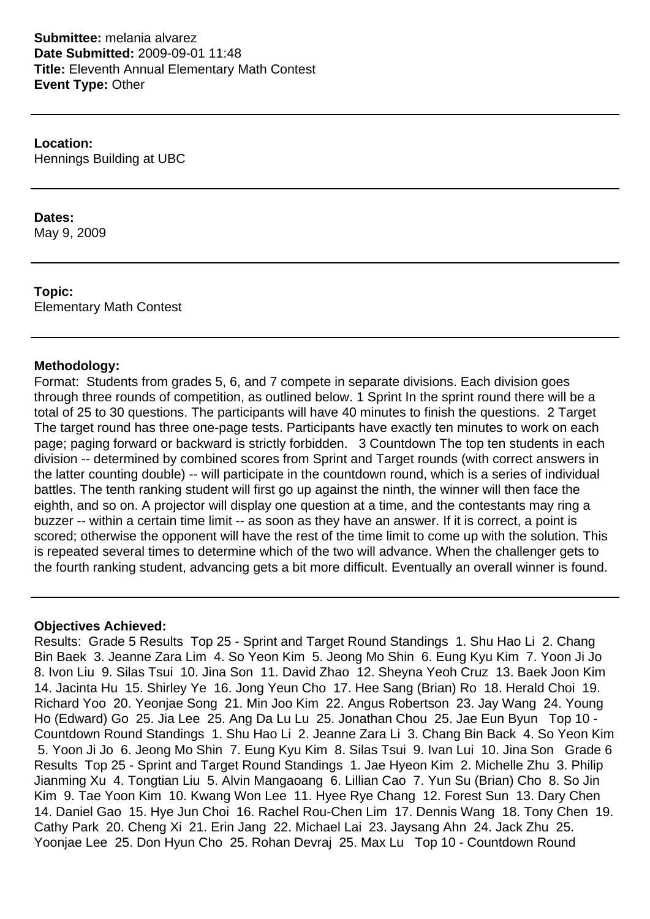**Submittee:** melania alvarez
**Date Submitted:** 2009-09-01 11:48
**Title:** Eleventh Annual Elementary Math Contest
**Event Type:** Other

---

**Location:**
Hennings Building at UBC

---

**Dates:**
May 9, 2009

---

**Topic:**
Elementary Math Contest

---

**Methodology:**
Format: Students from grades 5, 6, and 7 compete in separate divisions. Each division goes through three rounds of competition, as outlined below. 1 Sprint In the sprint round there will be a total of 25 to 30 questions. The participants will have 40 minutes to finish the questions. 2 Target The target round has three one-page tests. Participants have exactly ten minutes to work on each page; paging forward or backward is strictly forbidden. 3 Countdown The top ten students in each division -- determined by combined scores from Sprint and Target rounds (with correct answers in the latter counting double) -- will participate in the countdown round, which is a series of individual battles. The tenth ranking student will first go up against the ninth, the winner will then face the eighth, and so on. A projector will display one question at a time, and the contestants may ring a buzzer -- within a certain time limit -- as soon as they have an answer. If it is correct, a point is scored; otherwise the opponent will have the rest of the time limit to come up with the solution. This is repeated several times to determine which of the two will advance. When the challenger gets to the fourth ranking student, advancing gets a bit more difficult. Eventually an overall winner is found.

---

**Objectives Achieved:**
Results: Grade 5 Results Top 25 - Sprint and Target Round Standings 1. Shu Hao Li 2. Chang Bin Baek 3. Jeanne Zara Lim 4. So Yeon Kim 5. Jeong Mo Shin 6. Eung Kyu Kim 7. Yoon Ji Jo 8. Ivon Liu 9. Silas Tsui 10. Jina Son 11. David Zhao 12. Sheyna Yeoh Cruz 13. Baek Joon Kim 14. Jacinta Hu 15. Shirley Ye 16. Jong Yeun Cho 17. Hee Sang (Brian) Ro 18. Herald Choi 19. Richard Yoo 20. Yeonjae Song 21. Min Joo Kim 22. Angus Robertson 23. Jay Wang 24. Young Ho (Edward) Go 25. Jia Lee 25. Ang Da Lu Lu 25. Jonathan Chou 25. Jae Eun Byun Top 10 - Countdown Round Standings 1. Shu Hao Li 2. Jeanne Zara Li 3. Chang Bin Back 4. So Yeon Kim 5. Yoon Ji Jo 6. Jeong Mo Shin 7. Eung Kyu Kim 8. Silas Tsui 9. Ivan Lui 10. Jina Son Grade 6 Results Top 25 - Sprint and Target Round Standings 1. Jae Hyeon Kim 2. Michelle Zhu 3. Philip Jianming Xu 4. Tongtian Liu 5. Alvin Mangaoang 6. Lillian Cao 7. Yun Su (Brian) Cho 8. So Jin Kim 9. Tae Yoon Kim 10. Kwang Won Lee 11. Hyee Rye Chang 12. Forest Sun 13. Dary Chen 14. Daniel Gao 15. Hye Jun Choi 16. Rachel Rou-Chen Lim 17. Dennis Wang 18. Tony Chen 19. Cathy Park 20. Cheng Xi 21. Erin Jang 22. Michael Lai 23. Jaysang Ahn 24. Jack Zhu 25. Yoonjae Lee 25. Don Hyun Cho 25. Rohan Devraj 25. Max Lu Top 10 - Countdown Round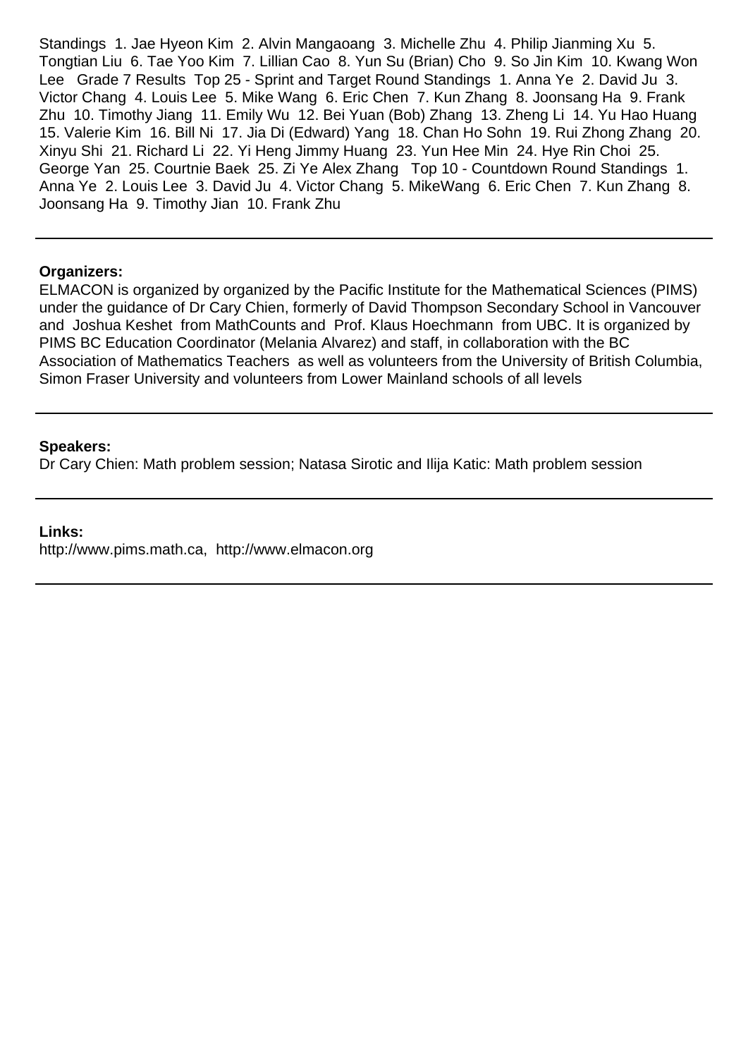Standings 1. Jae Hyeon Kim 2. Alvin Mangaoang 3. Michelle Zhu 4. Philip Jianming Xu 5. Tongtian Liu 6. Tae Yoo Kim 7. Lillian Cao 8. Yun Su (Brian) Cho 9. So Jin Kim 10. Kwang Won Lee Grade 7 Results Top 25 - Sprint and Target Round Standings 1. Anna Ye 2. David Ju 3. Victor Chang 4. Louis Lee 5. Mike Wang 6. Eric Chen 7. Kun Zhang 8. Joonsang Ha 9. Frank Zhu 10. Timothy Jiang 11. Emily Wu 12. Bei Yuan (Bob) Zhang 13. Zheng Li 14. Yu Hao Huang 15. Valerie Kim 16. Bill Ni 17. Jia Di (Edward) Yang 18. Chan Ho Sohn 19. Rui Zhong Zhang 20. Xinyu Shi 21. Richard Li 22. Yi Heng Jimmy Huang 23. Yun Hee Min 24. Hye Rin Choi 25. George Yan 25. Courtnie Baek 25. Zi Ye Alex Zhang Top 10 - Countdown Round Standings 1. Anna Ye 2. Louis Lee 3. David Ju 4. Victor Chang 5. MikeWang 6. Eric Chen 7. Kun Zhang 8. Joonsang Ha 9. Timothy Jian 10. Frank Zhu

---

**Organizers:**

ELMACON is organized by organized by the Pacific Institute for the Mathematical Sciences (PIMS) under the guidance of Dr Cary Chien, formerly of David Thompson Secondary School in Vancouver and Joshua Keshet from MathCounts and Prof. Klaus Hoechmann from UBC. It is organized by PIMS BC Education Coordinator (Melania Alvarez) and staff, in collaboration with the BC Association of Mathematics Teachers as well as volunteers from the University of British Columbia, Simon Fraser University and volunteers from Lower Mainland schools of all levels

---

**Speakers:**

Dr Cary Chien: Math problem session; Natasa Sirotic and Ilija Katic: Math problem session

---

**Links:**

http://www.pims.math.ca, http://www.elmacon.org

---